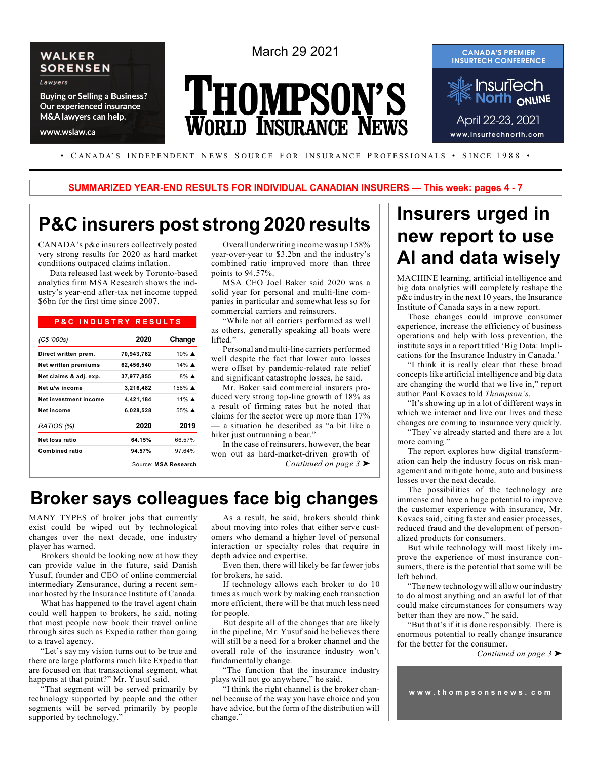March 29 2021

# THOMPSON'S WORLD INSURANCE NEWS

• CANADA'S INDEPENDENT NEWS SOURCE FOR INSURANCE PROFESSIONALS • SINCE 1988 •

**WALKER SORENSEN** Lawyers

Buying or Selling a Business? Our experienced insurance M&A lawyers can help.

www.wslaw.ca

**CANADA'S PREMIER INSURTECH CONFERENCE**

InsurTech North ONLINE

April 22-23, 2021

www.insurtechnorth.com

**SUMMARIZED YEAR-END RESULTS FOR INDIVIDUAL CANADIAN INSURERS — This week: pages 4 - 7**

## P&C insurers post strong 2020 results

CANADA'S p&c insurers collectively posted very strong results for 2020 as hard market conditions outpaced claims inflation.

Data released last week by Toronto-based analytics firm MSA Research shows the industry's year-end after-tax net income topped $6bn for the first time since 2007.

**P&C INDUSTRY RESULTS**

| *(C$ '000s)* | 2020 | Change |
|---|---|---|
| Direct written prem. | 70,943,762 | 10% ▲ |
| Net written premiums | 62,456,540 | 14% ▲ |
| Net claims & adj. exp. | 37,977,855 | 8% ▲ |
| Net u/w income | 3,216,482 | 158% ▲ |
| Net investment income | 4,421,184 | 11% ▲ |
| Net income | 6,028,528 | 55% ▲ |
| *RATIOS (%)* | **2020** | **2019** |
| Net loss ratio | 64.15% | 66.57% |
| Combined ratio | 94.57% | 97.64% |

Source: **MSA Research**

Overall underwriting income was up 158% year-over-year to $3.2bn and the industry's combined ratio improved more than three points to 94.57%.

MSA CEO Joel Baker said 2020 was a solid year for personal and multi-line companies in particular and somewhat less so for commercial carriers and reinsurers.

"While not all carriers performed as well as others, generally speaking all boats were lifted."

Personal and multi-line carriers performed well despite the fact that lower auto losses were offset by pandemic-related rate relief and significant catastrophe losses, he said.

Mr. Baker said commercial insurers produced very strong top-line growth of 18% as a result of firming rates but he noted that claims for the sector were up more than 17% — a situation he described as "a bit like a hiker just outrunning a bear."

In the case of reinsurers, however, the bear won out as hard-market-driven growth of

*Continued on page 3 ➤*

## Broker says colleagues face big changes

MANY TYPES of broker jobs that currently exist could be wiped out by technological changes over the next decade, one industry player has warned.

Brokers should be looking now at how they can provide value in the future, said Danish Yusuf, founder and CEO of online commercial intermediary Zensurance, during a recent seminar hosted by the Insurance Institute of Canada.

What has happened to the travel agent chain could well happen to brokers, he said, noting that most people now book their travel online through sites such as Expedia rather than going to a travel agency.

"Let's say my vision turns out to be true and there are large platforms much like Expedia that are focused on that transactional segment, what happens at that point?" Mr. Yusuf said.

"That segment will be served primarily by technology supported by people and the other segments will be served primarily by people supported by technology."

As a result, he said, brokers should think about moving into roles that either serve customers who demand a higher level of personal interaction or specialty roles that require in depth advice and expertise.

Even then, there will likely be far fewer jobs for brokers, he said.

If technology allows each broker to do 10 times as much work by making each transaction more efficient, there will be that much less need for people.

But despite all of the changes that are likely in the pipeline, Mr. Yusuf said he believes there will still be a need for a broker channel and the overall role of the insurance industry won't fundamentally change.

"The function that the insurance industry plays will not go anywhere," he said.

"I think the right channel is the broker channel because of the way you have choice and you have advice, but the form of the distribution will change."

## Insurers urged in new report to use AI and data wisely

MACHINE learning, artificial intelligence and big data analytics will completely reshape the p&c industry in the next 10 years, the Insurance Institute of Canada says in a new report.

Those changes could improve consumer experience, increase the efficiency of business operations and help with loss prevention, the institute says in a report titled 'Big Data: Implications for the Insurance Industry in Canada.'

"I think it is really clear that these broad concepts like artificial intelligence and big data are changing the world that we live in," report author Paul Kovacs told *Thompson's*.

"It's showing up in a lot of different ways in which we interact and live our lives and these changes are coming to insurance very quickly.

"They've already started and there are a lot more coming."

The report explores how digital transformation can help the industry focus on risk management and mitigate home, auto and business losses over the next decade.

The possibilities of the technology are immense and have a huge potential to improve the customer experience with insurance, Mr. Kovacs said, citing faster and easier processes, reduced fraud and the development of personalized products for consumers.

But while technology will most likely improve the experience of most insurance consumers, there is the potential that some will be left behind.

"The new technology will allow our industry to do almost anything and an awful lot of that could make circumstances for consumers way better than they are now," he said.

"But that's if it is done responsibly. There is enormous potential to really change insurance for the better for the consumer.

*Continued on page 3 ➤*

www.thompsonsnews.com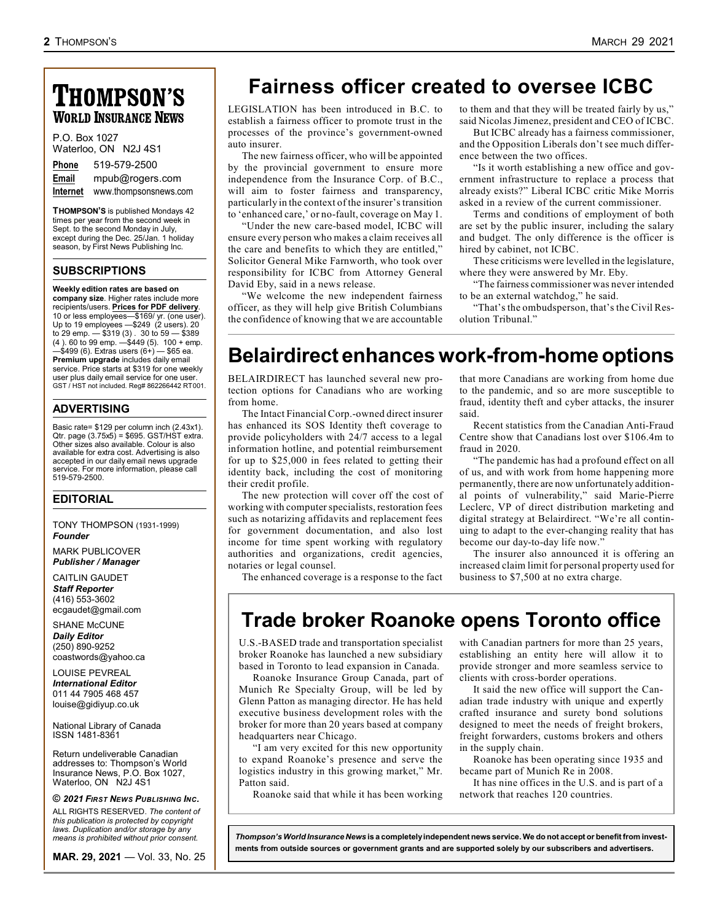# THOMPSON'S WORLD INSURANCE NEWS

P.O. Box 1027
Waterloo, ON N2J 4S1

**Phone** 519-579-2500
**Email** mpub@rogers.com
**Internet** www.thompsonsnews.com

**THOMPSON'S** is published Mondays 42 times per year from the second week in Sept. to the second Monday in July, except during the Dec. 25/Jan. 1 holiday season, by First News Publishing Inc.

## SUBSCRIPTIONS

**Weekly edition rates are based on company size**. Higher rates include more recipients/users. **Prices for PDF delivery**. 10 or less employees—$169/ yr. (one user). Up to 19 employees —$249 (2 users). 20 to 29 emp. — $319 (3) . 30 to 59 — $389 (4 ). 60 to 99 emp. —$449 (5). 100 + emp. —$499 (6). Extras users (6+) — $65 ea. **Premium upgrade** includes daily email service. Price starts at $319 for one weekly user plus daily email service for one user. GST / HST not included. Reg# 862266442 RT001.

## ADVERTISING

Basic rate= $129 per column inch (2.43x1). Qtr. page (3.75x5) = $695. GST/HST extra. Other sizes also available. Colour is also available for extra cost. Advertising is also accepted in our daily email news upgrade service. For more information, please call 519-579-2500.

## EDITORIAL

TONY THOMPSON (1931-1999)
***Founder***

MARK PUBLICOVER
***Publisher / Manager***

CAITLIN GAUDET
***Staff Reporter***
(416) 553-3602
ecgaudet@gmail.com

SHANE McCUNE
***Daily Editor***
(250) 890-9252
coastwords@yahoo.ca

LOUISE PEVREAL
***International Editor***
011 44 7905 468 457
louise@gidiyup.co.uk

National Library of Canada
ISSN 1481-8361

Return undeliverable Canadian addresses to: Thompson's World Insurance News, P.O. Box 1027, Waterloo, ON N2J 4S1

***© 2021 First News Publishing Inc.***

ALL RIGHTS RESERVED. *The content of this publication is protected by copyright laws. Duplication and/or storage by any means is prohibited without prior consent.*

**MAR. 29, 2021** — Vol. 33, No. 25

# Fairness officer created to oversee ICBC

LEGISLATION has been introduced in B.C. to establish a fairness officer to promote trust in the processes of the province's government-owned auto insurer.

The new fairness officer, who will be appointed by the provincial government to ensure more independence from the Insurance Corp. of B.C., will aim to foster fairness and transparency, particularly in the context of the insurer's transition to 'enhanced care,' or no-fault, coverage on May 1.

"Under the new care-based model, ICBC will ensure every person who makes a claim receives all the care and benefits to which they are entitled," Solicitor General Mike Farnworth, who took over responsibility for ICBC from Attorney General David Eby, said in a news release.

"We welcome the new independent fairness officer, as they will help give British Columbians the confidence of knowing that we are accountable to them and that they will be treated fairly by us," said Nicolas Jimenez, president and CEO of ICBC.

But ICBC already has a fairness commissioner, and the Opposition Liberals don't see much difference between the two offices.

"Is it worth establishing a new office and government infrastructure to replace a process that already exists?" Liberal ICBC critic Mike Morris asked in a review of the current commissioner.

Terms and conditions of employment of both are set by the public insurer, including the salary and budget. The only difference is the officer is hired by cabinet, not ICBC.

These criticisms were levelled in the legislature, where they were answered by Mr. Eby.

"The fairness commissioner was never intended to be an external watchdog," he said.

"That's the ombudsperson, that's the Civil Resolution Tribunal."

# Belairdirect enhances work-from-home options

BELAIRDIRECT has launched several new protection options for Canadians who are working from home.

The Intact Financial Corp.-owned direct insurer has enhanced its SOS Identity theft coverage to provide policyholders with 24/7 access to a legal information hotline, and potential reimbursement for up to $25,000 in fees related to getting their identity back, including the cost of monitoring their credit profile.

The new protection will cover off the cost of working with computer specialists, restoration fees such as notarizing affidavits and replacement fees for government documentation, and also lost income for time spent working with regulatory authorities and organizations, credit agencies, notaries or legal counsel.

The enhanced coverage is a response to the fact that more Canadians are working from home due to the pandemic, and so are more susceptible to fraud, identity theft and cyber attacks, the insurer said.

Recent statistics from the Canadian Anti-Fraud Centre show that Canadians lost over $106.4m to fraud in 2020.

"The pandemic has had a profound effect on all of us, and with work from home happening more permanently, there are now unfortunately additional points of vulnerability," said Marie-Pierre Leclerc, VP of direct distribution marketing and digital strategy at Belairdirect. "We're all continuing to adapt to the ever-changing reality that has become our day-to-day life now."

The insurer also announced it is offering an increased claim limit for personal property used for business to $7,500 at no extra charge.

# Trade broker Roanoke opens Toronto office

U.S.-BASED trade and transportation specialist broker Roanoke has launched a new subsidiary based in Toronto to lead expansion in Canada.

Roanoke Insurance Group Canada, part of Munich Re Specialty Group, will be led by Glenn Patton as managing director. He has held executive business development roles with the broker for more than 20 years based at company headquarters near Chicago.

"I am very excited for this new opportunity to expand Roanoke's presence and serve the logistics industry in this growing market," Mr. Patton said.

Roanoke said that while it has been working with Canadian partners for more than 25 years, establishing an entity here will allow it to provide stronger and more seamless service to clients with cross-border operations.

It said the new office will support the Canadian trade industry with unique and expertly crafted insurance and surety bond solutions designed to meet the needs of freight brokers, freight forwarders, customs brokers and others in the supply chain.

Roanoke has been operating since 1935 and became part of Munich Re in 2008.

It has nine offices in the U.S. and is part of a network that reaches 120 countries.

***Thompson's World Insurance News* is a completely independent news service. We do not accept or benefit from investments from outside sources or government grants and are supported solely by our subscribers and advertisers.**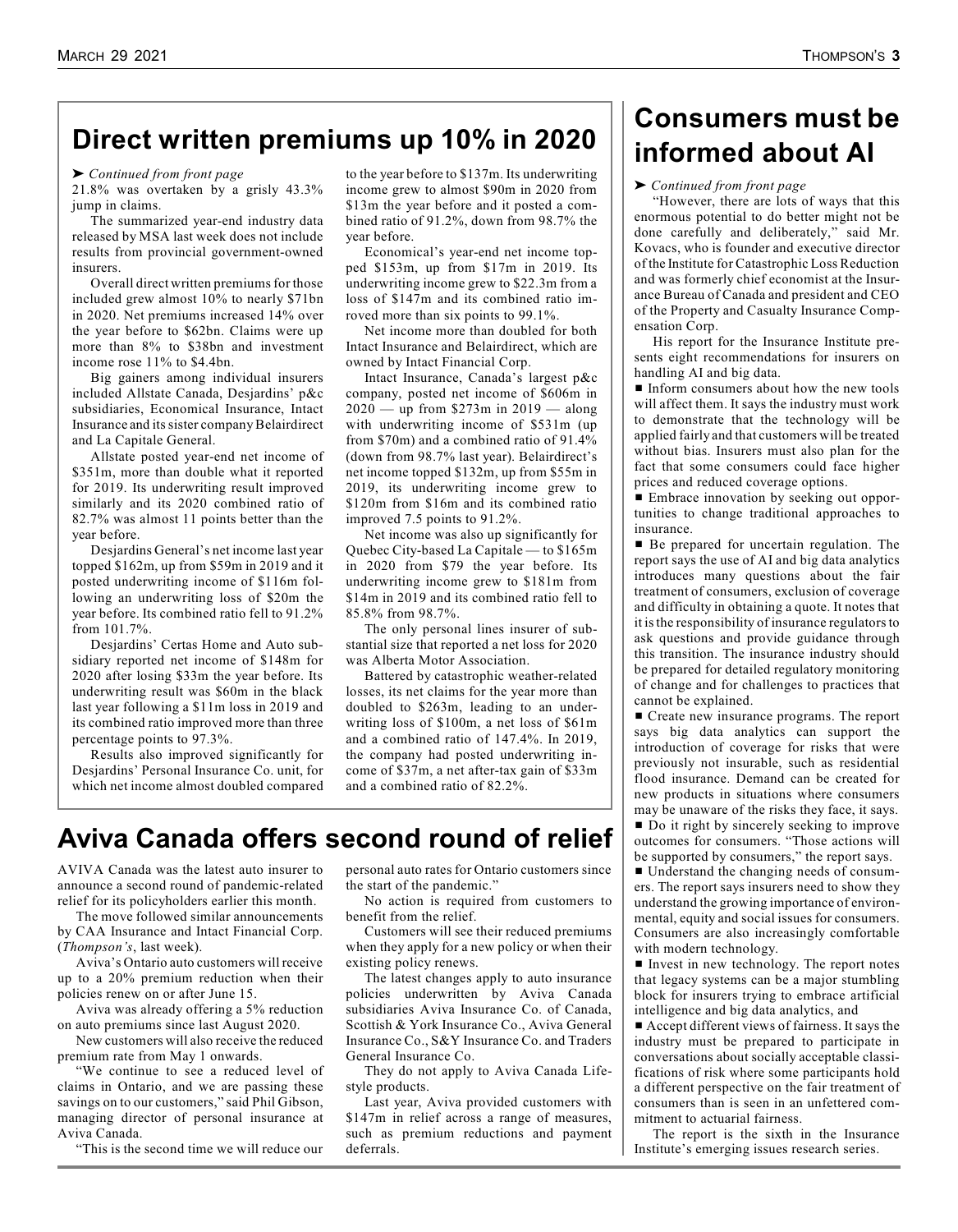## Direct written premiums up 10% in 2020

➤ *Continued from front page*

21.8% was overtaken by a grisly 43.3% jump in claims.

The summarized year-end industry data released by MSA last week does not include results from provincial government-owned insurers.

Overall direct written premiums for those included grew almost 10% to nearly $71bn in 2020. Net premiums increased 14% over the year before to $62bn. Claims were up more than 8% to $38bn and investment income rose 11% to $4.4bn.

Big gainers among individual insurers included Allstate Canada, Desjardins' p&c subsidiaries, Economical Insurance, Intact Insurance and its sister company Belairdirect and La Capitale General.

Allstate posted year-end net income of $351m, more than double what it reported for 2019. Its underwriting result improved similarly and its 2020 combined ratio of 82.7% was almost 11 points better than the year before.

Desjardins General's net income last year topped $162m, up from $59m in 2019 and it posted underwriting income of $116m following an underwriting loss of $20m the year before. Its combined ratio fell to 91.2% from 101.7%.

Desjardins' Certas Home and Auto subsidiary reported net income of $148m for 2020 after losing $33m the year before. Its underwriting result was $60m in the black last year following a $11m loss in 2019 and its combined ratio improved more than three percentage points to 97.3%.

Results also improved significantly for Desjardins' Personal Insurance Co. unit, for which net income almost doubled compared to the year before to $137m. Its underwriting income grew to almost $90m in 2020 from $13m the year before and it posted a combined ratio of 91.2%, down from 98.7% the year before.

Economical's year-end net income topped $153m, up from $17m in 2019. Its underwriting income grew to $22.3m from a loss of $147m and its combined ratio improved more than six points to 99.1%.

Net income more than doubled for both Intact Insurance and Belairdirect, which are owned by Intact Financial Corp.

Intact Insurance, Canada's largest p&c company, posted net income of $606m in 2020 — up from $273m in 2019 — along with underwriting income of $531m (up from $70m) and a combined ratio of 91.4% (down from 98.7% last year). Belairdirect's net income topped $132m, up from $55m in 2019, its underwriting income grew to $120m from $16m and its combined ratio improved 7.5 points to 91.2%.

Net income was also up significantly for Quebec City-based La Capitale — to $165m in 2020 from $79 the year before. Its underwriting income grew to $181m from $14m in 2019 and its combined ratio fell to 85.8% from 98.7%.

The only personal lines insurer of substantial size that reported a net loss for 2020 was Alberta Motor Association.

Battered by catastrophic weather-related losses, its net claims for the year more than doubled to $263m, leading to an underwriting loss of $100m, a net loss of $61m and a combined ratio of 147.4%. In 2019, the company had posted underwriting income of $37m, a net after-tax gain of $33m and a combined ratio of 82.2%.

## Aviva Canada offers second round of relief

AVIVA Canada was the latest auto insurer to announce a second round of pandemic-related relief for its policyholders earlier this month.

The move followed similar announcements by CAA Insurance and Intact Financial Corp. (*Thompson's*, last week).

Aviva's Ontario auto customers will receive up to a 20% premium reduction when their policies renew on or after June 15.

Aviva was already offering a 5% reduction on auto premiums since last August 2020.

New customers will also receive the reduced premium rate from May 1 onwards.

"We continue to see a reduced level of claims in Ontario, and we are passing these savings on to our customers," said Phil Gibson, managing director of personal insurance at Aviva Canada.

"This is the second time we will reduce our personal auto rates for Ontario customers since the start of the pandemic."

No action is required from customers to benefit from the relief.

Customers will see their reduced premiums when they apply for a new policy or when their existing policy renews.

The latest changes apply to auto insurance policies underwritten by Aviva Canada subsidiaries Aviva Insurance Co. of Canada, Scottish & York Insurance Co., Aviva General Insurance Co., S&Y Insurance Co. and Traders General Insurance Co.

They do not apply to Aviva Canada Lifestyle products.

Last year, Aviva provided customers with $147m in relief across a range of measures, such as premium reductions and payment deferrals.

## Consumers must be informed about AI

➤ *Continued from front page*

"However, there are lots of ways that this enormous potential to do better might not be done carefully and deliberately," said Mr. Kovacs, who is founder and executive director of the Institute for Catastrophic Loss Reduction and was formerly chief economist at the Insurance Bureau of Canada and president and CEO of the Property and Casualty Insurance Compensation Corp.

His report for the Insurance Institute presents eight recommendations for insurers on handling AI and big data.

- Inform consumers about how the new tools will affect them. It says the industry must work to demonstrate that the technology will be applied fairly and that customers will be treated without bias. Insurers must also plan for the fact that some consumers could face higher prices and reduced coverage options.
- Embrace innovation by seeking out opportunities to change traditional approaches to insurance.
- Be prepared for uncertain regulation. The report says the use of AI and big data analytics introduces many questions about the fair treatment of consumers, exclusion of coverage and difficulty in obtaining a quote. It notes that it is the responsibility of insurance regulators to ask questions and provide guidance through this transition. The insurance industry should be prepared for detailed regulatory monitoring of change and for challenges to practices that cannot be explained.
- Create new insurance programs. The report says big data analytics can support the introduction of coverage for risks that were previously not insurable, such as residential flood insurance. Demand can be created for new products in situations where consumers may be unaware of the risks they face, it says.
- Do it right by sincerely seeking to improve outcomes for consumers. "Those actions will be supported by consumers," the report says.
- Understand the changing needs of consumers. The report says insurers need to show they understand the growing importance of environmental, equity and social issues for consumers. Consumers are also increasingly comfortable with modern technology.
- Invest in new technology. The report notes that legacy systems can be a major stumbling block for insurers trying to embrace artificial intelligence and big data analytics, and
- Accept different views of fairness. It says the industry must be prepared to participate in conversations about socially acceptable classifications of risk where some participants hold a different perspective on the fair treatment of consumers than is seen in an unfettered commitment to actuarial fairness.

The report is the sixth in the Insurance Institute's emerging issues research series.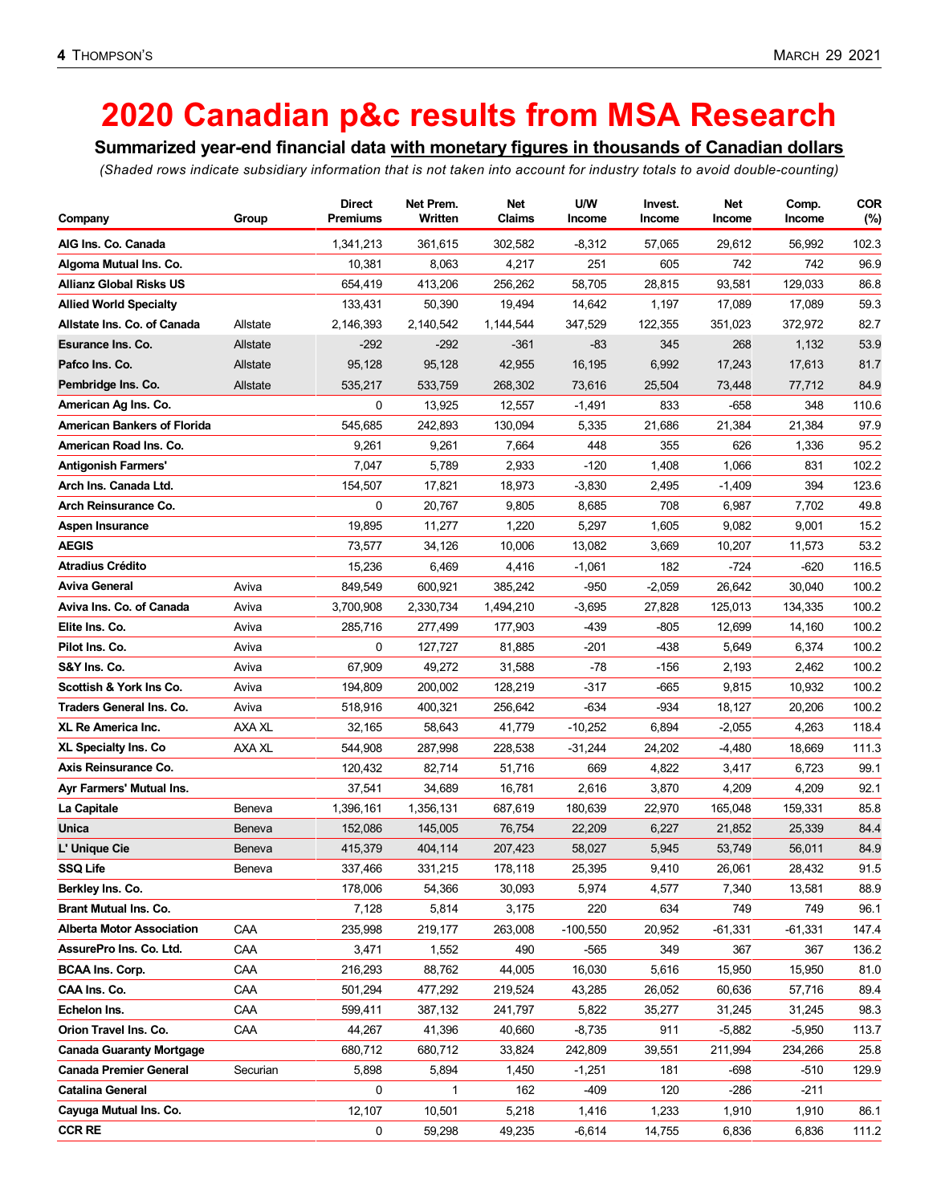# 2020 Canadian p&c results from MSA Research

**Summarized year-end financial data with monetary figures in thousands of Canadian dollars**

*(Shaded rows indicate subsidiary information that is not taken into account for industry totals to avoid double-counting)*

| Company | Group | Direct Premiums | Net Prem. Written | Net Claims | U/W Income | Invest. Income | Net Income | Comp. Income | COR (%) |
|---|---|---|---|---|---|---|---|---|---|
| **AIG Ins. Co. Canada** | | 1,341,213 | 361,615 | 302,582 | -8,312 | 57,065 | 29,612 | 56,992 | 102.3 |
| **Algoma Mutual Ins. Co.** | | 10,381 | 8,063 | 4,217 | 251 | 605 | 742 | 742 | 96.9 |
| **Allianz Global Risks US** | | 654,419 | 413,206 | 256,262 | 58,705 | 28,815 | 93,581 | 129,033 | 86.8 |
| **Allied World Specialty** | | 133,431 | 50,390 | 19,494 | 14,642 | 1,197 | 17,089 | 17,089 | 59.3 |
| **Allstate Ins. Co. of Canada** | Allstate | 2,146,393 | 2,140,542 | 1,144,544 | 347,529 | 122,355 | 351,023 | 372,972 | 82.7 |
| **Esurance Ins. Co.** | Allstate | -292 | -292 | -361 | -83 | 345 | 268 | 1,132 | 53.9 |
| **Pafco Ins. Co.** | Allstate | 95,128 | 95,128 | 42,955 | 16,195 | 6,992 | 17,243 | 17,613 | 81.7 |
| **Pembridge Ins. Co.** | Allstate | 535,217 | 533,759 | 268,302 | 73,616 | 25,504 | 73,448 | 77,712 | 84.9 |
| **American Ag Ins. Co.** | | 0 | 13,925 | 12,557 | -1,491 | 833 | -658 | 348 | 110.6 |
| **American Bankers of Florida** | | 545,685 | 242,893 | 130,094 | 5,335 | 21,686 | 21,384 | 21,384 | 97.9 |
| **American Road Ins. Co.** | | 9,261 | 9,261 | 7,664 | 448 | 355 | 626 | 1,336 | 95.2 |
| **Antigonish Farmers'** | | 7,047 | 5,789 | 2,933 | -120 | 1,408 | 1,066 | 831 | 102.2 |
| **Arch Ins. Canada Ltd.** | | 154,507 | 17,821 | 18,973 | -3,830 | 2,495 | -1,409 | 394 | 123.6 |
| **Arch Reinsurance Co.** | | 0 | 20,767 | 9,805 | 8,685 | 708 | 6,987 | 7,702 | 49.8 |
| **Aspen Insurance** | | 19,895 | 11,277 | 1,220 | 5,297 | 1,605 | 9,082 | 9,001 | 15.2 |
| **AEGIS** | | 73,577 | 34,126 | 10,006 | 13,082 | 3,669 | 10,207 | 11,573 | 53.2 |
| **Atradius Crédito** | | 15,236 | 6,469 | 4,416 | -1,061 | 182 | -724 | -620 | 116.5 |
| **Aviva General** | Aviva | 849,549 | 600,921 | 385,242 | -950 | -2,059 | 26,642 | 30,040 | 100.2 |
| **Aviva Ins. Co. of Canada** | Aviva | 3,700,908 | 2,330,734 | 1,494,210 | -3,695 | 27,828 | 125,013 | 134,335 | 100.2 |
| **Elite Ins. Co.** | Aviva | 285,716 | 277,499 | 177,903 | -439 | -805 | 12,699 | 14,160 | 100.2 |
| **Pilot Ins. Co.** | Aviva | 0 | 127,727 | 81,885 | -201 | -438 | 5,649 | 6,374 | 100.2 |
| **S&Y Ins. Co.** | Aviva | 67,909 | 49,272 | 31,588 | -78 | -156 | 2,193 | 2,462 | 100.2 |
| **Scottish & York Ins Co.** | Aviva | 194,809 | 200,002 | 128,219 | -317 | -665 | 9,815 | 10,932 | 100.2 |
| **Traders General Ins. Co.** | Aviva | 518,916 | 400,321 | 256,642 | -634 | -934 | 18,127 | 20,206 | 100.2 |
| **XL Re America Inc.** | AXA XL | 32,165 | 58,643 | 41,779 | -10,252 | 6,894 | -2,055 | 4,263 | 118.4 |
| **XL Specialty Ins. Co** | AXA XL | 544,908 | 287,998 | 228,538 | -31,244 | 24,202 | -4,480 | 18,669 | 111.3 |
| **Axis Reinsurance Co.** | | 120,432 | 82,714 | 51,716 | 669 | 4,822 | 3,417 | 6,723 | 99.1 |
| **Ayr Farmers' Mutual Ins.** | | 37,541 | 34,689 | 16,781 | 2,616 | 3,870 | 4,209 | 4,209 | 92.1 |
| **La Capitale** | Beneva | 1,396,161 | 1,356,131 | 687,619 | 180,639 | 22,970 | 165,048 | 159,331 | 85.8 |
| **Unica** | Beneva | 152,086 | 145,005 | 76,754 | 22,209 | 6,227 | 21,852 | 25,339 | 84.4 |
| **L' Unique Cie** | Beneva | 415,379 | 404,114 | 207,423 | 58,027 | 5,945 | 53,749 | 56,011 | 84.9 |
| **SSQ Life** | Beneva | 337,466 | 331,215 | 178,118 | 25,395 | 9,410 | 26,061 | 28,432 | 91.5 |
| **Berkley Ins. Co.** | | 178,006 | 54,366 | 30,093 | 5,974 | 4,577 | 7,340 | 13,581 | 88.9 |
| **Brant Mutual Ins. Co.** | | 7,128 | 5,814 | 3,175 | 220 | 634 | 749 | 749 | 96.1 |
| **Alberta Motor Association** | CAA | 235,998 | 219,177 | 263,008 | -100,550 | 20,952 | -61,331 | -61,331 | 147.4 |
| **AssurePro Ins. Co. Ltd.** | CAA | 3,471 | 1,552 | 490 | -565 | 349 | 367 | 367 | 136.2 |
| **BCAA Ins. Corp.** | CAA | 216,293 | 88,762 | 44,005 | 16,030 | 5,616 | 15,950 | 15,950 | 81.0 |
| **CAA Ins. Co.** | CAA | 501,294 | 477,292 | 219,524 | 43,285 | 26,052 | 60,636 | 57,716 | 89.4 |
| **Echelon Ins.** | CAA | 599,411 | 387,132 | 241,797 | 5,822 | 35,277 | 31,245 | 31,245 | 98.3 |
| **Orion Travel Ins. Co.** | CAA | 44,267 | 41,396 | 40,660 | -8,735 | 911 | -5,882 | -5,950 | 113.7 |
| **Canada Guaranty Mortgage** | | 680,712 | 680,712 | 33,824 | 242,809 | 39,551 | 211,994 | 234,266 | 25.8 |
| **Canada Premier General** | Securian | 5,898 | 5,894 | 1,450 | -1,251 | 181 | -698 | -510 | 129.9 |
| **Catalina General** | | 0 | 1 | 162 | -409 | 120 | -286 | -211 | |
| **Cayuga Mutual Ins. Co.** | | 12,107 | 10,501 | 5,218 | 1,416 | 1,233 | 1,910 | 1,910 | 86.1 |
| **CCR RE** | | 0 | 59,298 | 49,235 | -6,614 | 14,755 | 6,836 | 6,836 | 111.2 |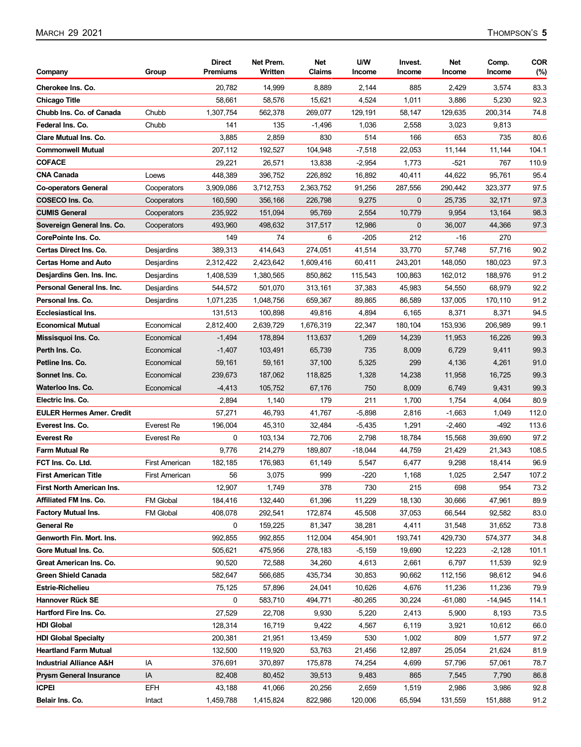| Company | Group | Direct Premiums | Net Prem. Written | Net Claims | U/W Income | Invest. Income | Net Income | Comp. Income | COR (%) |
|---|---|---|---|---|---|---|---|---|---|
| Cherokee Ins. Co. | | 20,782 | 14,999 | 8,889 | 2,144 | 885 | 2,429 | 3,574 | 83.3 |
| Chicago Title | | 58,661 | 58,576 | 15,621 | 4,524 | 1,011 | 3,886 | 5,230 | 92.3 |
| Chubb Ins. Co. of Canada | Chubb | 1,307,754 | 562,378 | 269,077 | 129,191 | 58,147 | 129,635 | 200,314 | 74.8 |
| Federal Ins. Co. | Chubb | 141 | 135 | -1,496 | 1,036 | 2,558 | 3,023 | 9,813 | |
| Clare Mutual Ins. Co. | | 3,885 | 2,859 | 830 | 514 | 166 | 653 | 735 | 80.6 |
| Commonwell Mutual | | 207,112 | 192,527 | 104,948 | -7,518 | 22,053 | 11,144 | 11,144 | 104.1 |
| COFACE | | 29,221 | 26,571 | 13,838 | -2,954 | 1,773 | -521 | 767 | 110.9 |
| CNA Canada | Loews | 448,389 | 396,752 | 226,892 | 16,892 | 40,411 | 44,622 | 95,761 | 95.4 |
| Co-operators General | Cooperators | 3,909,086 | 3,712,753 | 2,363,752 | 91,256 | 287,556 | 290,442 | 323,377 | 97.5 |
| COSECO Ins. Co. | Cooperators | 160,590 | 356,166 | 226,798 | 9,275 | 0 | 25,735 | 32,171 | 97.3 |
| CUMIS General | Cooperators | 235,922 | 151,094 | 95,769 | 2,554 | 10,779 | 9,954 | 13,164 | 98.3 |
| Sovereign General Ins. Co. | Cooperators | 493,960 | 498,632 | 317,517 | 12,986 | 0 | 36,007 | 44,366 | 97.3 |
| CorePointe Ins. Co. | | 149 | 74 | 6 | -205 | 212 | -16 | 270 | |
| Certas Direct Ins. Co. | Desjardins | 389,313 | 414,643 | 274,051 | 41,514 | 33,770 | 57,748 | 57,716 | 90.2 |
| Certas Home and Auto | Desjardins | 2,312,422 | 2,423,642 | 1,609,416 | 60,411 | 243,201 | 148,050 | 180,023 | 97.3 |
| Desjardins Gen. Ins. Inc. | Desjardins | 1,408,539 | 1,380,565 | 850,862 | 115,543 | 100,863 | 162,012 | 188,976 | 91.2 |
| Personal General Ins. Inc. | Desjardins | 544,572 | 501,070 | 313,161 | 37,383 | 45,983 | 54,550 | 68,979 | 92.2 |
| Personal Ins. Co. | Desjardins | 1,071,235 | 1,048,756 | 659,367 | 89,865 | 86,589 | 137,005 | 170,110 | 91.2 |
| Ecclesiastical Ins. | | 131,513 | 100,898 | 49,816 | 4,894 | 6,165 | 8,371 | 8,371 | 94.5 |
| Economical Mutual | Economical | 2,812,400 | 2,639,729 | 1,676,319 | 22,347 | 180,104 | 153,936 | 206,989 | 99.1 |
| Missisquoi Ins. Co. | Economical | -1,494 | 178,894 | 113,637 | 1,269 | 14,239 | 11,953 | 16,226 | 99.3 |
| Perth Ins. Co. | Economical | -1,407 | 103,491 | 65,739 | 735 | 8,009 | 6,729 | 9,411 | 99.3 |
| Petline Ins. Co. | Economical | 59,161 | 59,161 | 37,100 | 5,325 | 299 | 4,136 | 4,261 | 91.0 |
| Sonnet Ins. Co. | Economical | 239,673 | 187,062 | 118,825 | 1,328 | 14,238 | 11,958 | 16,725 | 99.3 |
| Waterloo Ins. Co. | Economical | -4,413 | 105,752 | 67,176 | 750 | 8,009 | 6,749 | 9,431 | 99.3 |
| Electric Ins. Co. | | 2,894 | 1,140 | 179 | 211 | 1,700 | 1,754 | 4,064 | 80.9 |
| EULER Hermes Amer. Credit | | 57,271 | 46,793 | 41,767 | -5,898 | 2,816 | -1,663 | 1,049 | 112.0 |
| Everest Ins. Co. | Everest Re | 196,004 | 45,310 | 32,484 | -5,435 | 1,291 | -2,460 | -492 | 113.6 |
| Everest Re | Everest Re | 0 | 103,134 | 72,706 | 2,798 | 18,784 | 15,568 | 39,690 | 97.2 |
| Farm Mutual Re | | 9,776 | 214,279 | 189,807 | -18,044 | 44,759 | 21,429 | 21,343 | 108.5 |
| FCT Ins. Co. Ltd. | First American | 182,185 | 176,983 | 61,149 | 5,547 | 6,477 | 9,298 | 18,414 | 96.9 |
| First American Title | First American | 56 | 3,075 | 999 | -220 | 1,168 | 1,025 | 2,547 | 107.2 |
| First North American Ins. | | 12,907 | 1,749 | 378 | 730 | 215 | 698 | 954 | 73.2 |
| Affiliated FM Ins. Co. | FM Global | 184,416 | 132,440 | 61,396 | 11,229 | 18,130 | 30,666 | 47,961 | 89.9 |
| Factory Mutual Ins. | FM Global | 408,078 | 292,541 | 172,874 | 45,508 | 37,053 | 66,544 | 92,582 | 83.0 |
| General Re | | 0 | 159,225 | 81,347 | 38,281 | 4,411 | 31,548 | 31,652 | 73.8 |
| Genworth Fin. Mort. Ins. | | 992,855 | 992,855 | 112,004 | 454,901 | 193,741 | 429,730 | 574,377 | 34.8 |
| Gore Mutual Ins. Co. | | 505,621 | 475,956 | 278,183 | -5,159 | 19,690 | 12,223 | -2,128 | 101.1 |
| Great American Ins. Co. | | 90,520 | 72,588 | 34,260 | 4,613 | 2,661 | 6,797 | 11,539 | 92.9 |
| Green Shield Canada | | 582,647 | 566,685 | 435,734 | 30,853 | 90,662 | 112,156 | 98,612 | 94.6 |
| Estrie-Richelieu | | 75,125 | 57,896 | 24,041 | 10,626 | 4,676 | 11,236 | 11,236 | 79.9 |
| Hannover Rück SE | | 0 | 583,710 | 494,771 | -80,265 | 30,224 | -61,080 | -14,945 | 114.1 |
| Hartford Fire Ins. Co. | | 27,529 | 22,708 | 9,930 | 5,220 | 2,413 | 5,900 | 8,193 | 73.5 |
| HDI Global | | 128,314 | 16,719 | 9,422 | 4,567 | 6,119 | 3,921 | 10,612 | 66.0 |
| HDI Global Specialty | | 200,381 | 21,951 | 13,459 | 530 | 1,002 | 809 | 1,577 | 97.2 |
| Heartland Farm Mutual | | 132,500 | 119,920 | 53,763 | 21,456 | 12,897 | 25,054 | 21,624 | 81.9 |
| Industrial Alliance A&H | IA | 376,691 | 370,897 | 175,878 | 74,254 | 4,699 | 57,796 | 57,061 | 78.7 |
| Prysm General Insurance | IA | 82,408 | 80,452 | 39,513 | 9,483 | 865 | 7,545 | 7,790 | 86.8 |
| ICPEI | EFH | 43,188 | 41,066 | 20,256 | 2,659 | 1,519 | 2,986 | 3,986 | 92.8 |
| Belair Ins. Co. | Intact | 1,459,788 | 1,415,824 | 822,986 | 120,006 | 65,594 | 131,559 | 151,888 | 91.2 |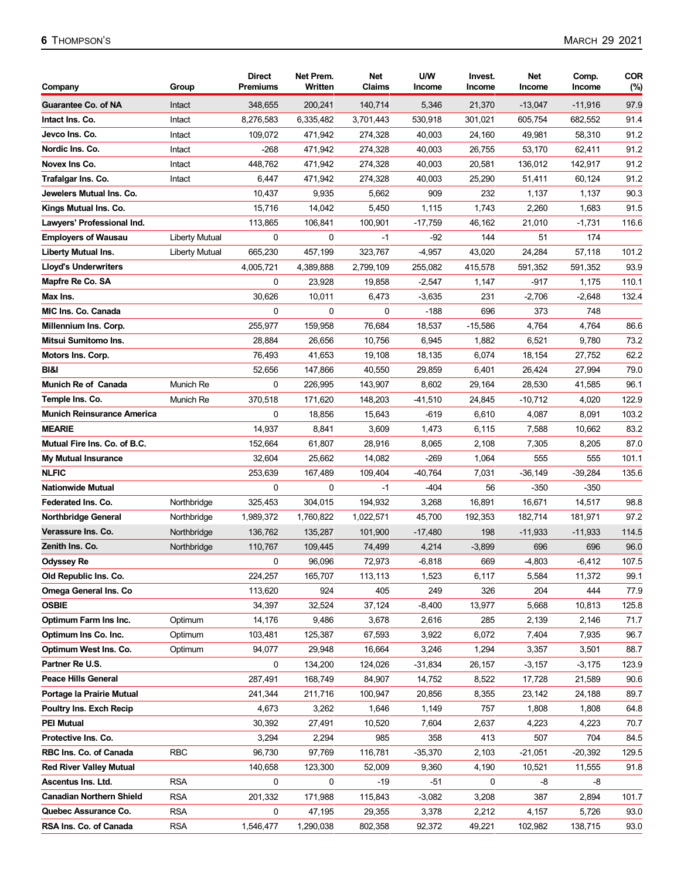| Company | Group | Direct Premiums | Net Prem. Written | Net Claims | U/W Income | Invest. Income | Net Income | Comp. Income | COR (%) |
|---|---|---|---|---|---|---|---|---|---|
| Guarantee Co. of NA | Intact | 348,655 | 200,241 | 140,714 | 5,346 | 21,370 | -13,047 | -11,916 | 97.9 |
| Intact Ins. Co. | Intact | 8,276,583 | 6,335,482 | 3,701,443 | 530,918 | 301,021 | 605,754 | 682,552 | 91.4 |
| Jevco Ins. Co. | Intact | 109,072 | 471,942 | 274,328 | 40,003 | 24,160 | 49,981 | 58,310 | 91.2 |
| Nordic Ins. Co. | Intact | -268 | 471,942 | 274,328 | 40,003 | 26,755 | 53,170 | 62,411 | 91.2 |
| Novex Ins Co. | Intact | 448,762 | 471,942 | 274,328 | 40,003 | 20,581 | 136,012 | 142,917 | 91.2 |
| Trafalgar Ins. Co. | Intact | 6,447 | 471,942 | 274,328 | 40,003 | 25,290 | 51,411 | 60,124 | 91.2 |
| Jewelers Mutual Ins. Co. | | 10,437 | 9,935 | 5,662 | 909 | 232 | 1,137 | 1,137 | 90.3 |
| Kings Mutual Ins. Co. | | 15,716 | 14,042 | 5,450 | 1,115 | 1,743 | 2,260 | 1,683 | 91.5 |
| Lawyers' Professional Ind. | | 113,865 | 106,841 | 100,901 | -17,759 | 46,162 | 21,010 | -1,731 | 116.6 |
| Employers of Wausau | Liberty Mutual | 0 | 0 | -1 | -92 | 144 | 51 | 174 | |
| Liberty Mutual Ins. | Liberty Mutual | 665,230 | 457,199 | 323,767 | -4,957 | 43,020 | 24,284 | 57,118 | 101.2 |
| Lloyd's Underwriters | | 4,005,721 | 4,389,888 | 2,799,109 | 255,082 | 415,578 | 591,352 | 591,352 | 93.9 |
| Mapfre Re Co. SA | | 0 | 23,928 | 19,858 | -2,547 | 1,147 | -917 | 1,175 | 110.1 |
| Max Ins. | | 30,626 | 10,011 | 6,473 | -3,635 | 231 | -2,706 | -2,648 | 132.4 |
| MIC Ins. Co. Canada | | 0 | 0 | 0 | -188 | 696 | 373 | 748 | |
| Millennium Ins. Corp. | | 255,977 | 159,958 | 76,684 | 18,537 | -15,586 | 4,764 | 4,764 | 86.6 |
| Mitsui Sumitomo Ins. | | 28,884 | 26,656 | 10,756 | 6,945 | 1,882 | 6,521 | 9,780 | 73.2 |
| Motors Ins. Corp. | | 76,493 | 41,653 | 19,108 | 18,135 | 6,074 | 18,154 | 27,752 | 62.2 |
| BI&I | | 52,656 | 147,866 | 40,550 | 29,859 | 6,401 | 26,424 | 27,994 | 79.0 |
| Munich Re of Canada | Munich Re | 0 | 226,995 | 143,907 | 8,602 | 29,164 | 28,530 | 41,585 | 96.1 |
| Temple Ins. Co. | Munich Re | 370,518 | 171,620 | 148,203 | -41,510 | 24,845 | -10,712 | 4,020 | 122.9 |
| Munich Reinsurance America | | 0 | 18,856 | 15,643 | -619 | 6,610 | 4,087 | 8,091 | 103.2 |
| MEARIE | | 14,937 | 8,841 | 3,609 | 1,473 | 6,115 | 7,588 | 10,662 | 83.2 |
| Mutual Fire Ins. Co. of B.C. | | 152,664 | 61,807 | 28,916 | 8,065 | 2,108 | 7,305 | 8,205 | 87.0 |
| My Mutual Insurance | | 32,604 | 25,662 | 14,082 | -269 | 1,064 | 555 | 555 | 101.1 |
| NLFIC | | 253,639 | 167,489 | 109,404 | -40,764 | 7,031 | -36,149 | -39,284 | 135.6 |
| Nationwide Mutual | | 0 | 0 | -1 | -404 | 56 | -350 | -350 | |
| Federated Ins. Co. | Northbridge | 325,453 | 304,015 | 194,932 | 3,268 | 16,891 | 16,671 | 14,517 | 98.8 |
| Northbridge General | Northbridge | 1,989,372 | 1,760,822 | 1,022,571 | 45,700 | 192,353 | 182,714 | 181,971 | 97.2 |
| Verassure Ins. Co. | Northbridge | 136,762 | 135,287 | 101,900 | -17,480 | 198 | -11,933 | -11,933 | 114.5 |
| Zenith Ins. Co. | Northbridge | 110,767 | 109,445 | 74,499 | 4,214 | -3,899 | 696 | 696 | 96.0 |
| Odyssey Re | | 0 | 96,096 | 72,973 | -6,818 | 669 | -4,803 | -6,412 | 107.5 |
| Old Republic Ins. Co. | | 224,257 | 165,707 | 113,113 | 1,523 | 6,117 | 5,584 | 11,372 | 99.1 |
| Omega General Ins. Co | | 113,620 | 924 | 405 | 249 | 326 | 204 | 444 | 77.9 |
| OSBIE | | 34,397 | 32,524 | 37,124 | -8,400 | 13,977 | 5,668 | 10,813 | 125.8 |
| Optimum Farm Ins Inc. | Optimum | 14,176 | 9,486 | 3,678 | 2,616 | 285 | 2,139 | 2,146 | 71.7 |
| Optimum Ins Co. Inc. | Optimum | 103,481 | 125,387 | 67,593 | 3,922 | 6,072 | 7,404 | 7,935 | 96.7 |
| Optimum West Ins. Co. | Optimum | 94,077 | 29,948 | 16,664 | 3,246 | 1,294 | 3,357 | 3,501 | 88.7 |
| Partner Re U.S. | | 0 | 134,200 | 124,026 | -31,834 | 26,157 | -3,157 | -3,175 | 123.9 |
| Peace Hills General | | 287,491 | 168,749 | 84,907 | 14,752 | 8,522 | 17,728 | 21,589 | 90.6 |
| Portage la Prairie Mutual | | 241,344 | 211,716 | 100,947 | 20,856 | 8,355 | 23,142 | 24,188 | 89.7 |
| Poultry Ins. Exch Recip | | 4,673 | 3,262 | 1,646 | 1,149 | 757 | 1,808 | 1,808 | 64.8 |
| PEI Mutual | | 30,392 | 27,491 | 10,520 | 7,604 | 2,637 | 4,223 | 4,223 | 70.7 |
| Protective Ins. Co. | | 3,294 | 2,294 | 985 | 358 | 413 | 507 | 704 | 84.5 |
| RBC Ins. Co. of Canada | RBC | 96,730 | 97,769 | 116,781 | -35,370 | 2,103 | -21,051 | -20,392 | 129.5 |
| Red River Valley Mutual | | 140,658 | 123,300 | 52,009 | 9,360 | 4,190 | 10,521 | 11,555 | 91.8 |
| Ascentus Ins. Ltd. | RSA | 0 | 0 | -19 | -51 | 0 | -8 | -8 | |
| Canadian Northern Shield | RSA | 201,332 | 171,988 | 115,843 | -3,082 | 3,208 | 387 | 2,894 | 101.7 |
| Quebec Assurance Co. | RSA | 0 | 47,195 | 29,355 | 3,378 | 2,212 | 4,157 | 5,726 | 93.0 |
| RSA Ins. Co. of Canada | RSA | 1,546,477 | 1,290,038 | 802,358 | 92,372 | 49,221 | 102,982 | 138,715 | 93.0 |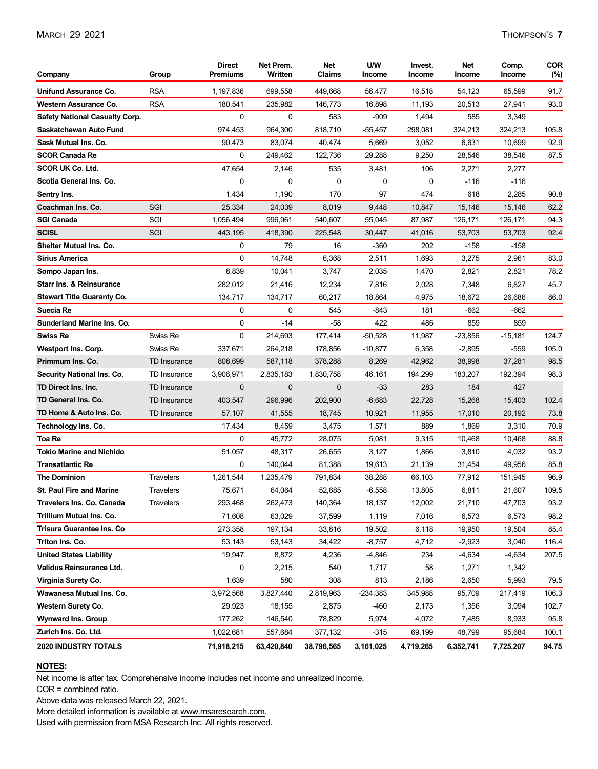| Company | Group | Direct Premiums | Net Prem. Written | Net Claims | U/W Income | Invest. Income | Net Income | Comp. Income | COR (%) |
|---|---|---|---|---|---|---|---|---|---|
| **Unifund Assurance Co.** | RSA | 1,197,836 | 699,558 | 449,668 | 56,477 | 16,518 | 54,123 | 65,599 | 91.7 |
| **Western Assurance Co.** | RSA | 180,541 | 235,982 | 146,773 | 16,898 | 11,193 | 20,513 | 27,941 | 93.0 |
| **Safety National Casualty Corp.** | | 0 | 0 | 583 | -909 | 1,494 | 585 | 3,349 | |
| **Saskatchewan Auto Fund** | | 974,453 | 964,300 | 818,710 | -55,457 | 298,081 | 324,213 | 324,213 | 105.8 |
| **Sask Mutual Ins. Co.** | | 90,473 | 83,074 | 40,474 | 5,669 | 3,052 | 6,631 | 10,699 | 92.9 |
| **SCOR Canada Re** | | 0 | 249,462 | 122,736 | 29,288 | 9,250 | 28,546 | 38,546 | 87.5 |
| **SCOR UK Co. Ltd.** | | 47,654 | 2,146 | 535 | 3,481 | 106 | 2,271 | 2,277 | |
| **Scotia General Ins. Co.** | | 0 | 0 | 0 | 0 | 0 | -116 | -116 | |
| **Sentry Ins.** | | 1,434 | 1,190 | 170 | 97 | 474 | 618 | 2,285 | 90.8 |
| **Coachman Ins. Co.** | SGI | 25,334 | 24,039 | 8,019 | 9,448 | 10,847 | 15,146 | 15,146 | 62.2 |
| **SGI Canada** | SGI | 1,056,494 | 996,961 | 540,607 | 55,045 | 87,987 | 126,171 | 126,171 | 94.3 |
| **SCISL** | SGI | 443,195 | 418,390 | 225,548 | 30,447 | 41,016 | 53,703 | 53,703 | 92.4 |
| **Shelter Mutual Ins. Co.** | | 0 | 79 | 16 | -360 | 202 | -158 | -158 | |
| **Sirius America** | | 0 | 14,748 | 6,368 | 2,511 | 1,693 | 3,275 | 2,961 | 83.0 |
| **Sompo Japan Ins.** | | 8,839 | 10,041 | 3,747 | 2,035 | 1,470 | 2,821 | 2,821 | 78.2 |
| **Starr Ins. & Reinsurance** | | 282,012 | 21,416 | 12,234 | 7,816 | 2,028 | 7,348 | 6,827 | 45.7 |
| **Stewart Title Guaranty Co.** | | 134,717 | 134,717 | 60,217 | 18,864 | 4,975 | 18,672 | 26,686 | 86.0 |
| **Suecia Re** | | 0 | 0 | 545 | -843 | 181 | -662 | -662 | |
| **Sunderland Marine Ins. Co.** | | 0 | -14 | -58 | 422 | 486 | 859 | 859 | |
| **Swiss Re** | Swiss Re | 0 | 214,693 | 177,414 | -50,528 | 11,987 | -23,856 | -15,181 | 124.7 |
| **Westport Ins. Corp.** | Swiss Re | 337,671 | 264,218 | 178,856 | -10,877 | 6,358 | -2,895 | -559 | 105.0 |
| **Primmum Ins. Co.** | TD Insurance | 808,699 | 587,118 | 378,288 | 8,269 | 42,962 | 38,998 | 37,281 | 98.5 |
| **Security National Ins. Co.** | TD Insurance | 3,906,971 | 2,835,183 | 1,830,758 | 46,161 | 194,299 | 183,207 | 192,394 | 98.3 |
| **TD Direct Ins. Inc.** | TD Insurance | 0 | 0 | 0 | -33 | 283 | 184 | 427 | |
| **TD General Ins. Co.** | TD Insurance | 403,547 | 296,996 | 202,900 | -6,683 | 22,728 | 15,268 | 15,403 | 102.4 |
| **TD Home & Auto Ins. Co.** | TD Insurance | 57,107 | 41,555 | 18,745 | 10,921 | 11,955 | 17,010 | 20,192 | 73.8 |
| **Technology Ins. Co.** | | 17,434 | 8,459 | 3,475 | 1,571 | 889 | 1,869 | 3,310 | 70.9 |
| **Toa Re** | | 0 | 45,772 | 28,075 | 5,081 | 9,315 | 10,468 | 10,468 | 88.8 |
| **Tokio Marine and Nichido** | | 51,057 | 48,317 | 26,655 | 3,127 | 1,866 | 3,810 | 4,032 | 93.2 |
| **Transatlantic Re** | | 0 | 140,044 | 81,388 | 19,613 | 21,139 | 31,454 | 49,956 | 85.8 |
| **The Dominion** | Travelers | 1,261,544 | 1,235,479 | 791,834 | 38,288 | 66,103 | 77,912 | 151,945 | 96.9 |
| **St. Paul Fire and Marine** | Travelers | 75,671 | 64,064 | 52,685 | -6,558 | 13,805 | 6,811 | 21,607 | 109.5 |
| **Travelers Ins. Co. Canada** | Travelers | 293,468 | 262,473 | 140,364 | 18,137 | 12,002 | 21,710 | 47,703 | 93.2 |
| **Trillium Mutual Ins. Co.** | | 71,608 | 63,029 | 37,599 | 1,119 | 7,016 | 6,573 | 6,573 | 98.2 |
| **Trisura Guarantee Ins. Co** | | 273,358 | 197,134 | 33,816 | 19,502 | 6,118 | 19,950 | 19,504 | 85.4 |
| **Triton Ins. Co.** | | 53,143 | 53,143 | 34,422 | -8,757 | 4,712 | -2,923 | 3,040 | 116.4 |
| **United States Liability** | | 19,947 | 8,872 | 4,236 | -4,846 | 234 | -4,634 | -4,634 | 207.5 |
| **Validus Reinsurance Ltd.** | | 0 | 2,215 | 540 | 1,717 | 58 | 1,271 | 1,342 | |
| **Virginia Surety Co.** | | 1,639 | 580 | 308 | 813 | 2,186 | 2,650 | 5,993 | 79.5 |
| **Wawanesa Mutual Ins. Co.** | | 3,972,568 | 3,827,440 | 2,819,963 | -234,383 | 345,988 | 95,709 | 217,419 | 106.3 |
| **Western Surety Co.** | | 29,923 | 18,155 | 2,875 | -460 | 2,173 | 1,356 | 3,094 | 102.7 |
| **Wynward Ins. Group** | | 177,262 | 146,540 | 78,829 | 5,974 | 4,072 | 7,485 | 8,933 | 95.8 |
| **Zurich Ins. Co. Ltd.** | | 1,022,681 | 557,684 | 377,132 | -315 | 69,199 | 48,799 | 95,684 | 100.1 |
| **2020 INDUSTRY TOTALS** | | **71,918,215** | **63,420,840** | **38,796,565** | **3,161,025** | **4,719,265** | **6,352,741** | **7,725,207** | **94.75** |

**NOTES:**

Net income is after tax. Comprehensive income includes net income and unrealized income.

COR = combined ratio.

Above data was released March 22, 2021.

More detailed information is available at www.msaresearch.com.

Used with permission from MSA Research Inc. All rights reserved.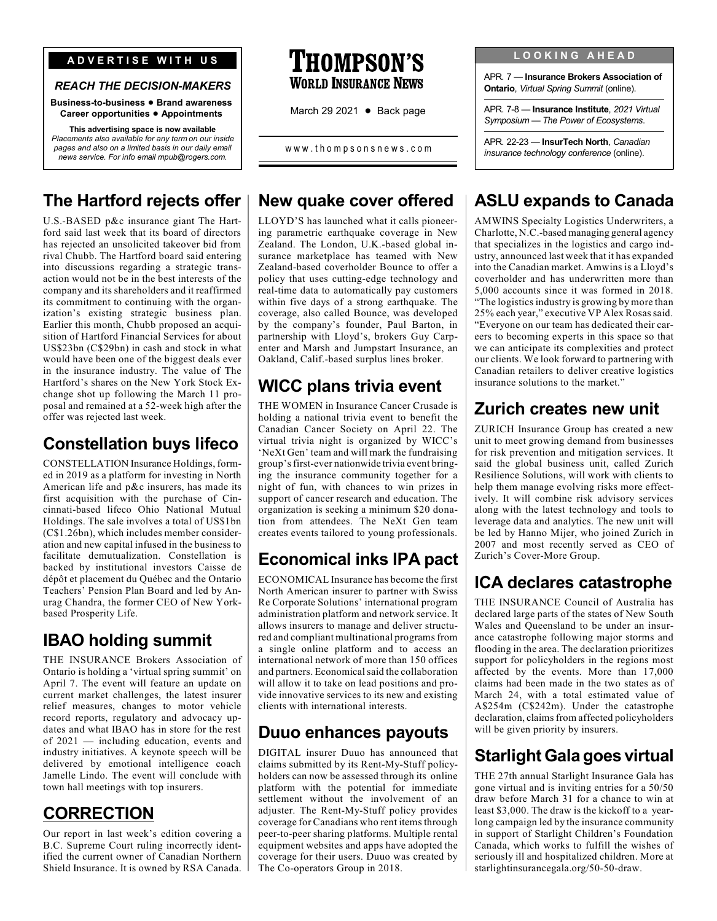**ADVERTISE WITH US**

***REACH THE DECISION-MAKERS***

**Business-to-business ● Brand awareness**
**Career opportunities ● Appointments**

**This advertising space is now available**
*Placements also available for any term on our inside pages and also on a limited basis in our daily email news service. For info email mpub@rogers.com.*

# THOMPSON'S WORLD INSURANCE NEWS

March 29 2021 ● Back page

www.thompsonsnews.com

**LOOKING AHEAD**

APR. 7 — **Insurance Brokers Association of Ontario**, *Virtual Spring Summit* (online).

APR. 7-8 — **Insurance Institute**, *2021 Virtual Symposium — The Power of Ecosystems.*

APR. 22-23 — **InsurTech North**, *Canadian insurance technology conference* (online).

## The Hartford rejects offer

U.S.-BASED p&c insurance giant The Hartford said last week that its board of directors has rejected an unsolicited takeover bid from rival Chubb. The Hartford board said entering into discussions regarding a strategic transaction would not be in the best interests of the company and its shareholders and it reaffirmed its commitment to continuing with the organization's existing strategic business plan. Earlier this month, Chubb proposed an acquisition of Hartford Financial Services for about US$23bn (C$29bn) in cash and stock in what would have been one of the biggest deals ever in the insurance industry. The value of The Hartford's shares on the New York Stock Exchange shot up following the March 11 proposal and remained at a 52-week high after the offer was rejected last week.

## Constellation buys lifeco

CONSTELLATION Insurance Holdings, formed in 2019 as a platform for investing in North American life and p&c insurers, has made its first acquisition with the purchase of Cincinnati-based lifeco Ohio National Mutual Holdings. The sale involves a total of US$1bn (C$1.26bn), which includes member consideration and new capital infused in the business to facilitate demutualization. Constellation is backed by institutional investors Caisse de dépôt et placement du Québec and the Ontario Teachers' Pension Plan Board and led by Anurag Chandra, the former CEO of New York-based Prosperity Life.

## IBAO holding summit

THE INSURANCE Brokers Association of Ontario is holding a 'virtual spring summit' on April 7. The event will feature an update on current market challenges, the latest insurer relief measures, changes to motor vehicle record reports, regulatory and advocacy updates and what IBAO has in store for the rest of 2021 — including education, events and industry initiatives. A keynote speech will be delivered by emotional intelligence coach Jamelle Lindo. The event will conclude with town hall meetings with top insurers.

## CORRECTION

Our report in last week's edition covering a B.C. Supreme Court ruling incorrectly identified the current owner of Canadian Northern Shield Insurance. It is owned by RSA Canada.

## New quake cover offered

LLOYD'S has launched what it calls pioneering parametric earthquake coverage in New Zealand. The London, U.K.-based global insurance marketplace has teamed with New Zealand-based coverholder Bounce to offer a policy that uses cutting-edge technology and real-time data to automatically pay customers within five days of a strong earthquake. The coverage, also called Bounce, was developed by the company's founder, Paul Barton, in partnership with Lloyd's, brokers Guy Carpenter and Marsh and Jumpstart Insurance, an Oakland, Calif.-based surplus lines broker.

## WICC plans trivia event

THE WOMEN in Insurance Cancer Crusade is holding a national trivia event to benefit the Canadian Cancer Society on April 22. The virtual trivia night is organized by WICC's 'NeXt Gen' team and will mark the fundraising group's first-ever nationwide trivia event bringing the insurance community together for a night of fun, with chances to win prizes in support of cancer research and education. The organization is seeking a minimum $20 donation from attendees. The NeXt Gen team creates events tailored to young professionals.

## Economical inks IPA pact

ECONOMICAL Insurance has become the first North American insurer to partner with Swiss Re Corporate Solutions' international program administration platform and network service. It allows insurers to manage and deliver structured and compliant multinational programs from a single online platform and to access an international network of more than 150 offices and partners. Economical said the collaboration will allow it to take on lead positions and provide innovative services to its new and existing clients with international interests.

## Duuo enhances payouts

DIGITAL insurer Duuo has announced that claims submitted by its Rent-My-Stuff policyholders can now be assessed through its online platform with the potential for immediate settlement without the involvement of an adjuster. The Rent-My-Stuff policy provides coverage for Canadians who rent items through peer-to-peer sharing platforms. Multiple rental equipment websites and apps have adopted the coverage for their users. Duuo was created by The Co-operators Group in 2018.

## ASLU expands to Canada

AMWINS Specialty Logistics Underwriters, a Charlotte, N.C.-based managing general agency that specializes in the logistics and cargo industry, announced last week that it has expanded into the Canadian market. Amwins is a Lloyd's coverholder and has underwritten more than 5,000 accounts since it was formed in 2018. "The logistics industry is growing by more than 25% each year," executive VP Alex Rosas said. "Everyone on our team has dedicated their careers to becoming experts in this space so that we can anticipate its complexities and protect our clients. We look forward to partnering with Canadian retailers to deliver creative logistics insurance solutions to the market."

## Zurich creates new unit

ZURICH Insurance Group has created a new unit to meet growing demand from businesses for risk prevention and mitigation services. It said the global business unit, called Zurich Resilience Solutions, will work with clients to help them manage evolving risks more effectively. It will combine risk advisory services along with the latest technology and tools to leverage data and analytics. The new unit will be led by Hanno Mijer, who joined Zurich in 2007 and most recently served as CEO of Zurich's Cover-More Group.

## ICA declares catastrophe

THE INSURANCE Council of Australia has declared large parts of the states of New South Wales and Queensland to be under an insurance catastrophe following major storms and flooding in the area. The declaration prioritizes support for policyholders in the regions most affected by the events. More than 17,000 claims had been made in the two states as of March 24, with a total estimated value of A$254m (C$242m). Under the catastrophe declaration, claims from affected policyholders will be given priority by insurers.

## Starlight Gala goes virtual

THE 27th annual Starlight Insurance Gala has gone virtual and is inviting entries for a 50/50 draw before March 31 for a chance to win at least $3,000. The draw is the kickoff to a year-long campaign led by the insurance community in support of Starlight Children's Foundation Canada, which works to fulfill the wishes of seriously ill and hospitalized children. More at starlightinsurancegala.org/50-50-draw.